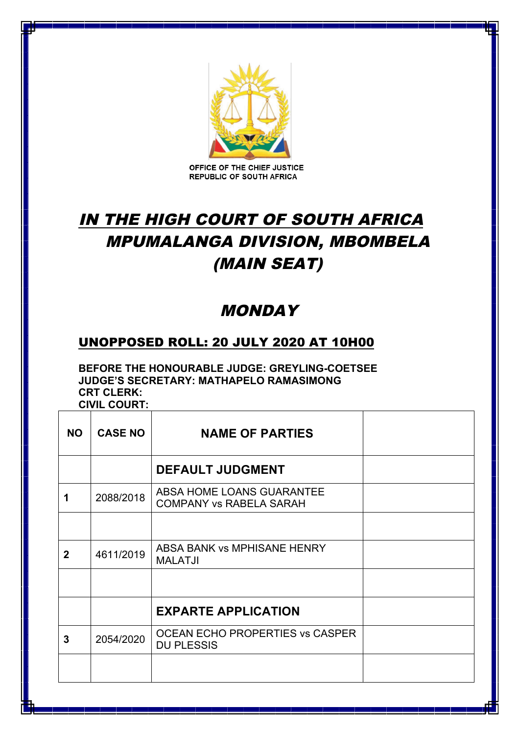OFFICE OF THE CHIEF JUSTICE
REPUBLIC OF SOUTH AFRICA

# *IN THE HIGH COURT OF SOUTH AFRICA*
# *MPUMALANGA DIVISION, MBOMBELA*
# *(MAIN SEAT)*

## *MONDAY*

### UNOPPOSED ROLL: 20 JULY 2020 AT 10H00

**BEFORE THE HONOURABLE JUDGE: GREYLING-COETSEE**
**JUDGE'S SECRETARY: MATHAPELO RAMASIMONG**
**CRT CLERK:**
**CIVIL COURT:**

| NO | CASE NO | NAME OF PARTIES | |
|---|---|---|---|
| | | **DEFAULT JUDGMENT** | |
| 1 | 2088/2018 | ABSA HOME LOANS GUARANTEE COMPANY vs RABELA SARAH | |
| | | | |
| 2 | 4611/2019 | ABSA BANK vs MPHISANE HENRY MALATJI | |
| | | | |
| | | **EXPARTE APPLICATION** | |
| 3 | 2054/2020 | OCEAN ECHO PROPERTIES vs CASPER DU PLESSIS | |
| | | | |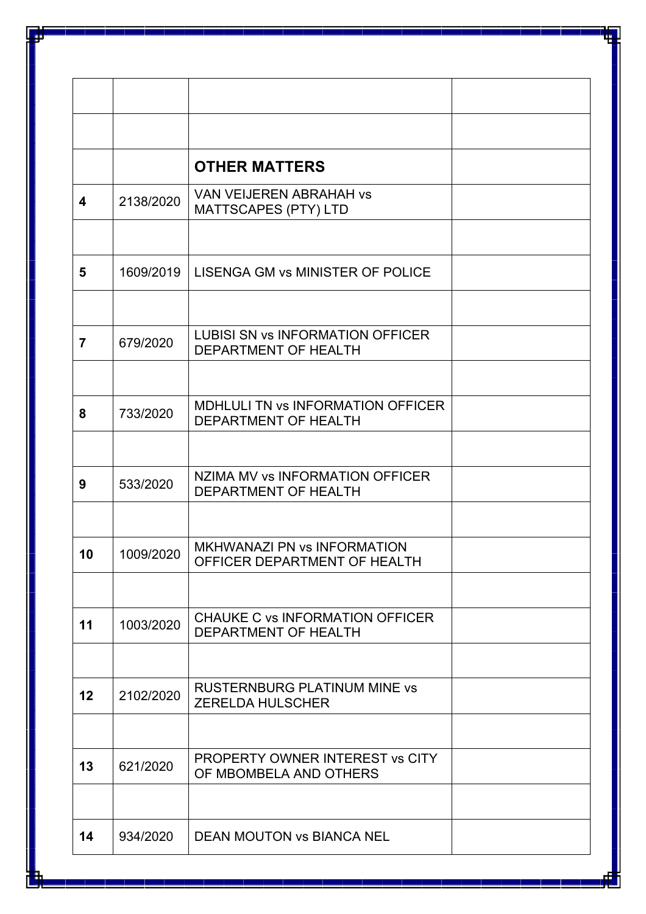| | | | |
|---|---|---|---|
| | | | |
| | | **OTHER MATTERS** | |
| **4** | 2138/2020 | VAN VEIJEREN ABRAHAH vs MATTSCAPES (PTY) LTD | |
| | | | |
| **5** | 1609/2019 | LISENGA GM vs MINISTER OF POLICE | |
| | | | |
| **7** | 679/2020 | LUBISI SN vs INFORMATION OFFICER DEPARTMENT OF HEALTH | |
| | | | |
| **8** | 733/2020 | MDHLULI TN vs INFORMATION OFFICER DEPARTMENT OF HEALTH | |
| | | | |
| **9** | 533/2020 | NZIMA MV vs INFORMATION OFFICER DEPARTMENT OF HEALTH | |
| | | | |
| **10** | 1009/2020 | MKHWANAZI PN vs INFORMATION OFFICER DEPARTMENT OF HEALTH | |
| | | | |
| **11** | 1003/2020 | CHAUKE C vs INFORMATION OFFICER DEPARTMENT OF HEALTH | |
| | | | |
| **12** | 2102/2020 | RUSTERNBURG PLATINUM MINE vs ZERELDA HULSCHER | |
| | | | |
| **13** | 621/2020 | PROPERTY OWNER INTEREST vs CITY OF MBOMBELA AND OTHERS | |
| | | | |
| **14** | 934/2020 | DEAN MOUTON vs BIANCA NEL | |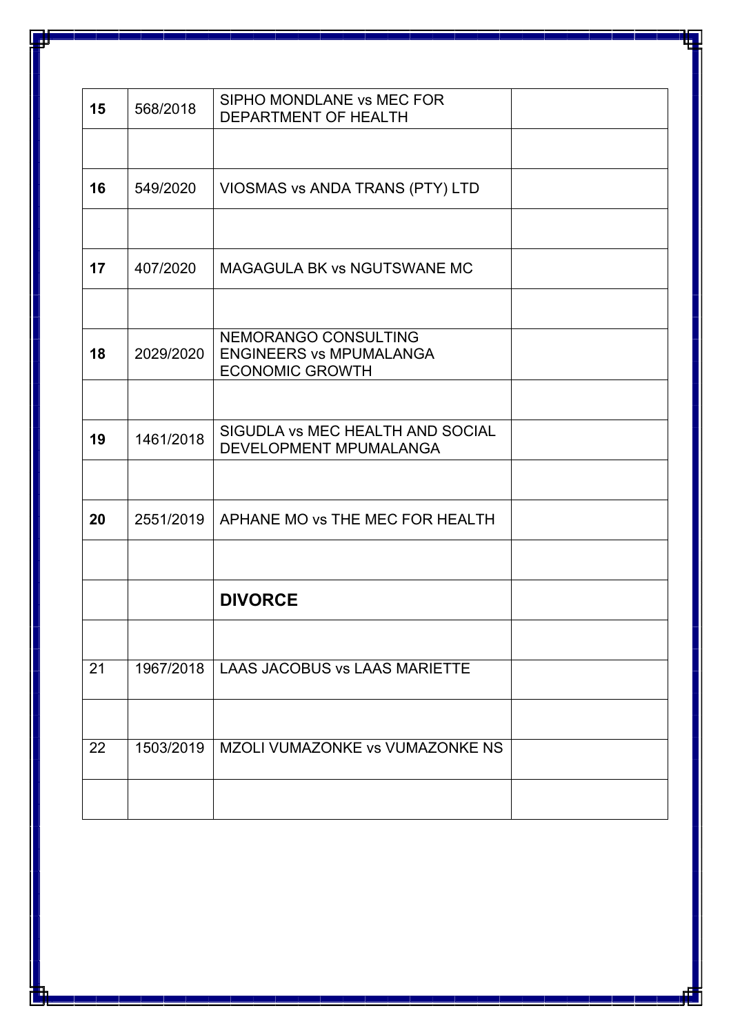| | | | |
|---|---|---|---|
| **15** | 568/2018 | SIPHO MONDLANE vs MEC FOR DEPARTMENT OF HEALTH | |
| | | | |
| **16** | 549/2020 | VIOSMAS vs ANDA TRANS (PTY) LTD | |
| | | | |
| **17** | 407/2020 | MAGAGULA BK vs NGUTSWANE MC | |
| | | | |
| **18** | 2029/2020 | NEMORANGO CONSULTING ENGINEERS vs MPUMALANGA ECONOMIC GROWTH | |
| | | | |
| **19** | 1461/2018 | SIGUDLA vs MEC HEALTH AND SOCIAL DEVELOPMENT MPUMALANGA | |
| | | | |
| **20** | 2551/2019 | APHANE MO vs THE MEC FOR HEALTH | |
| | | | |
| | | **DIVORCE** | |
| | | | |
| 21 | 1967/2018 | LAAS JACOBUS vs LAAS MARIETTE | |
| | | | |
| 22 | 1503/2019 | MZOLI VUMAZONKE vs VUMAZONKE NS | |
| | | | |